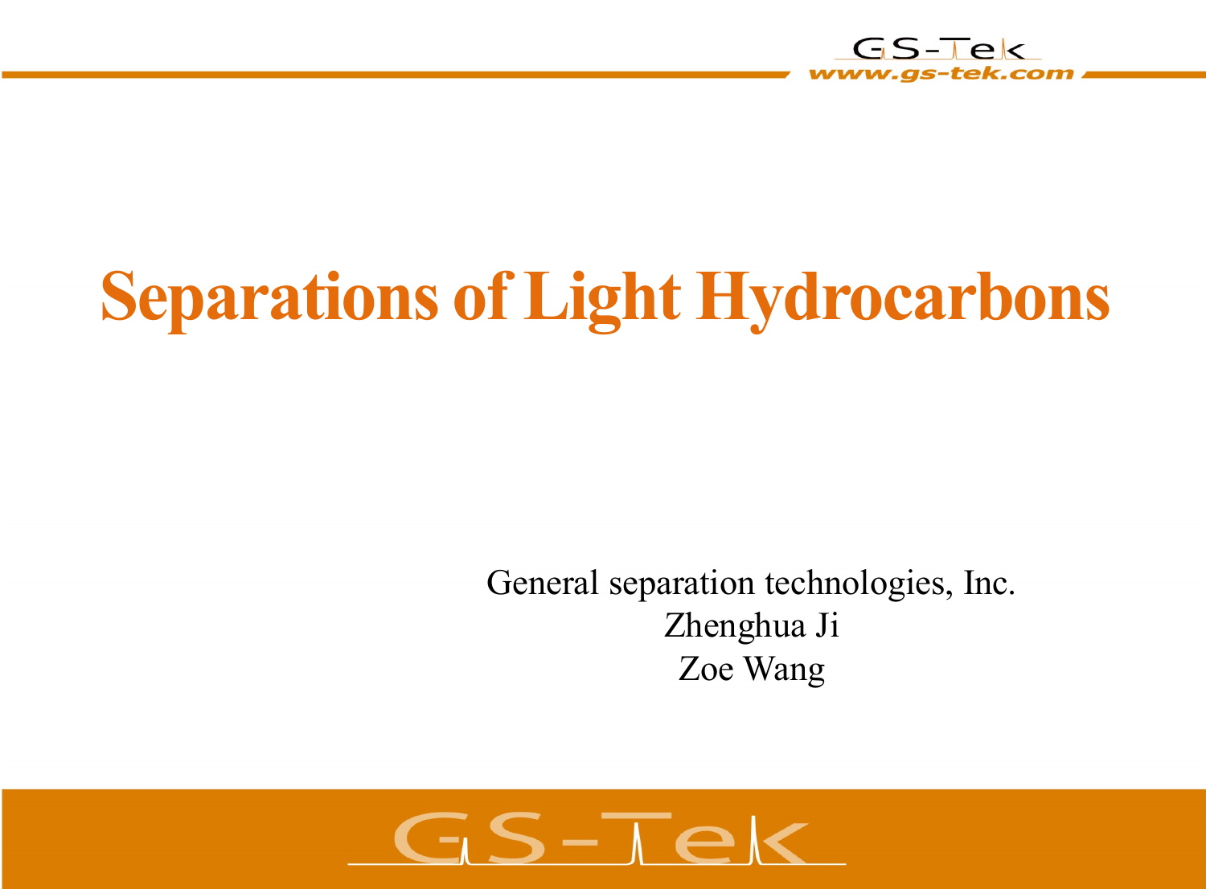# Separations of Light Hydrocarbons

General separation technologies, Inc.
Zhenghua Ji
Zoe Wang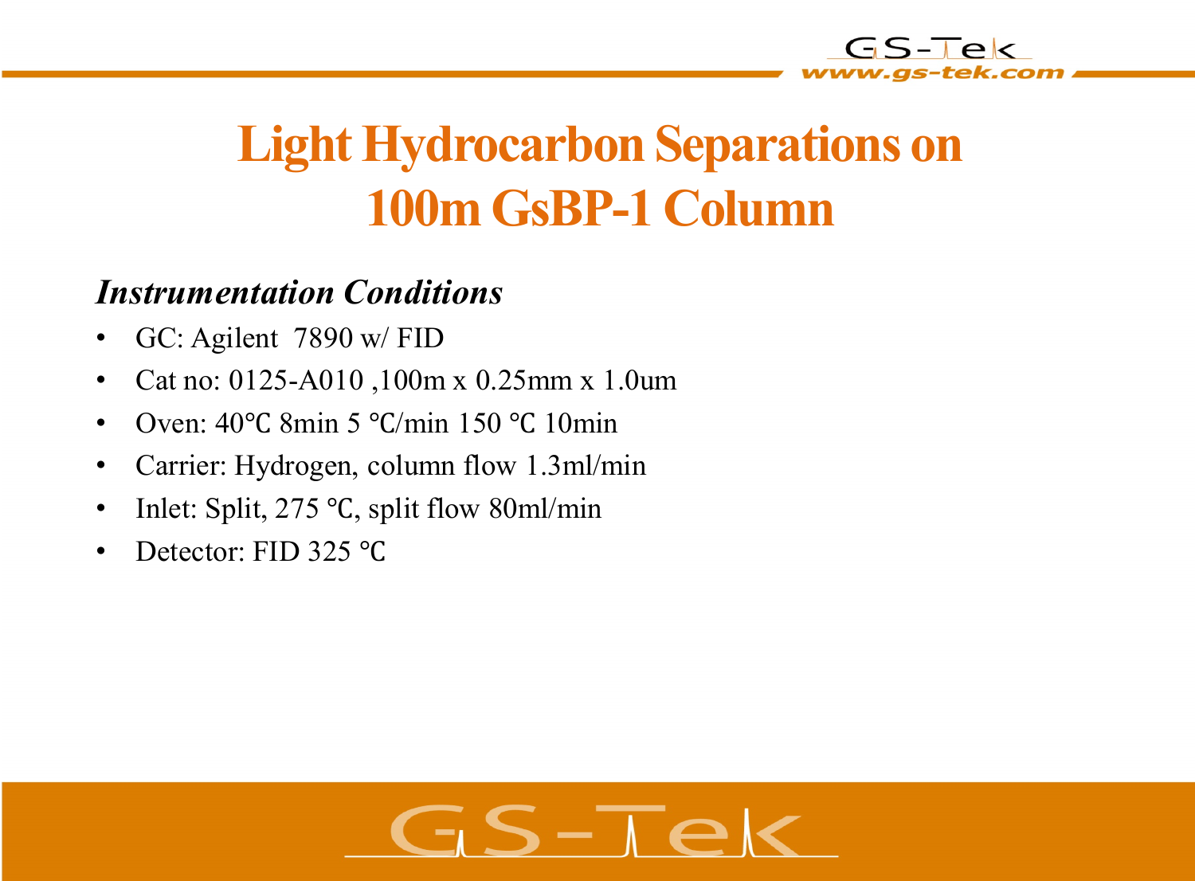# Light Hydrocarbon Separations on 100m GsBP-1 Column

### *Instrumentation Conditions*

- GC: Agilent 7890 w/ FID
- Cat no: 0125-A010 ,100m x 0.25mm x 1.0um
- Oven: 40℃ 8min 5 ℃/min 150 ℃ 10min
- Carrier: Hydrogen, column flow 1.3ml/min
- Inlet: Split, 275 ℃, split flow 80ml/min
- Detector: FID 325 ℃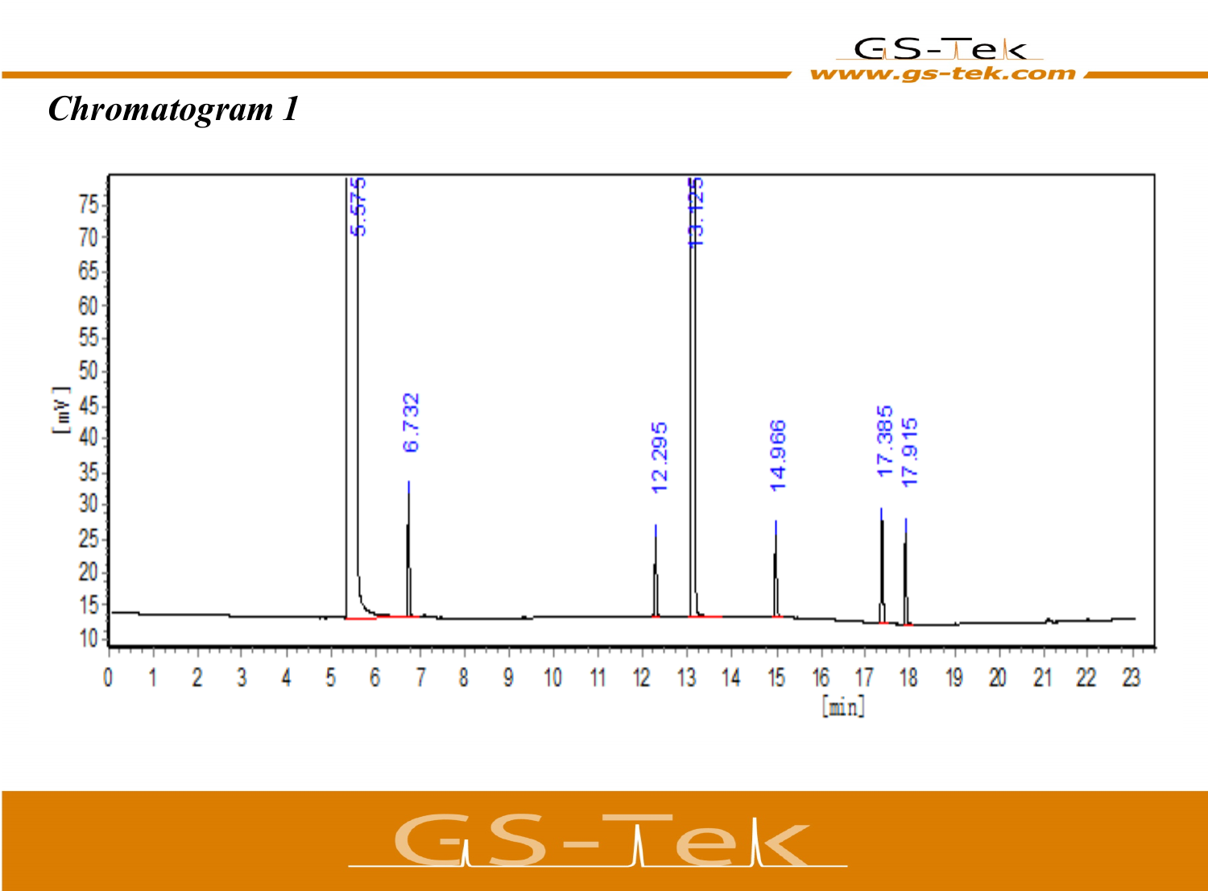## *Chromatogram 1*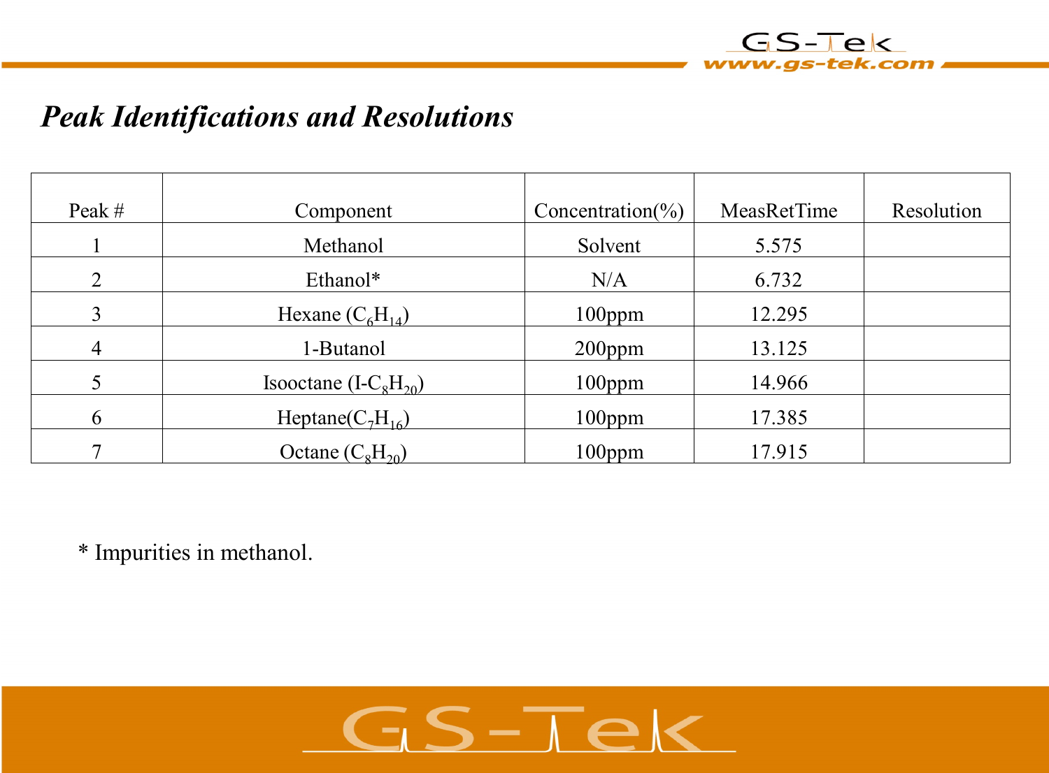## *Peak Identifications and Resolutions*

| Peak # | Component | Concentration(%) | MeasRetTime | Resolution |
|---|---|---|---|---|
| 1 | Methanol | Solvent | 5.575 | |
| 2 | Ethanol* | N/A | 6.732 | |
| 3 | Hexane ($C_6H_{14}$) | 100ppm | 12.295 | |
| 4 | 1-Butanol | 200ppm | 13.125 | |
| 5 | Isooctane (I-$C_8H_{20}$) | 100ppm | 14.966 | |
| 6 | Heptane($C_7H_{16}$) | 100ppm | 17.385 | |
| 7 | Octane ($C_8H_{20}$) | 100ppm | 17.915 | |

* Impurities in methanol.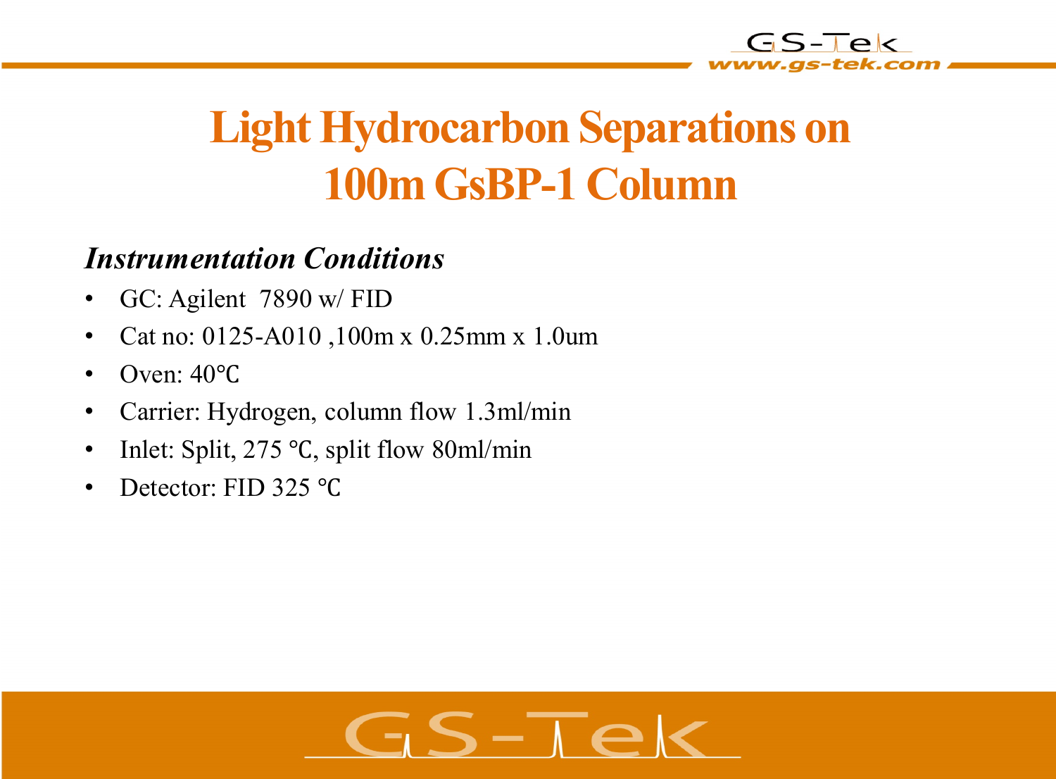# Light Hydrocarbon Separations on 100m GsBP-1 Column

## *Instrumentation Conditions*

- GC: Agilent 7890 w/ FID
- Cat no: 0125-A010 ,100m x 0.25mm x 1.0um
- Oven: 40℃
- Carrier: Hydrogen, column flow 1.3ml/min
- Inlet: Split, 275 ℃, split flow 80ml/min
- Detector: FID 325 ℃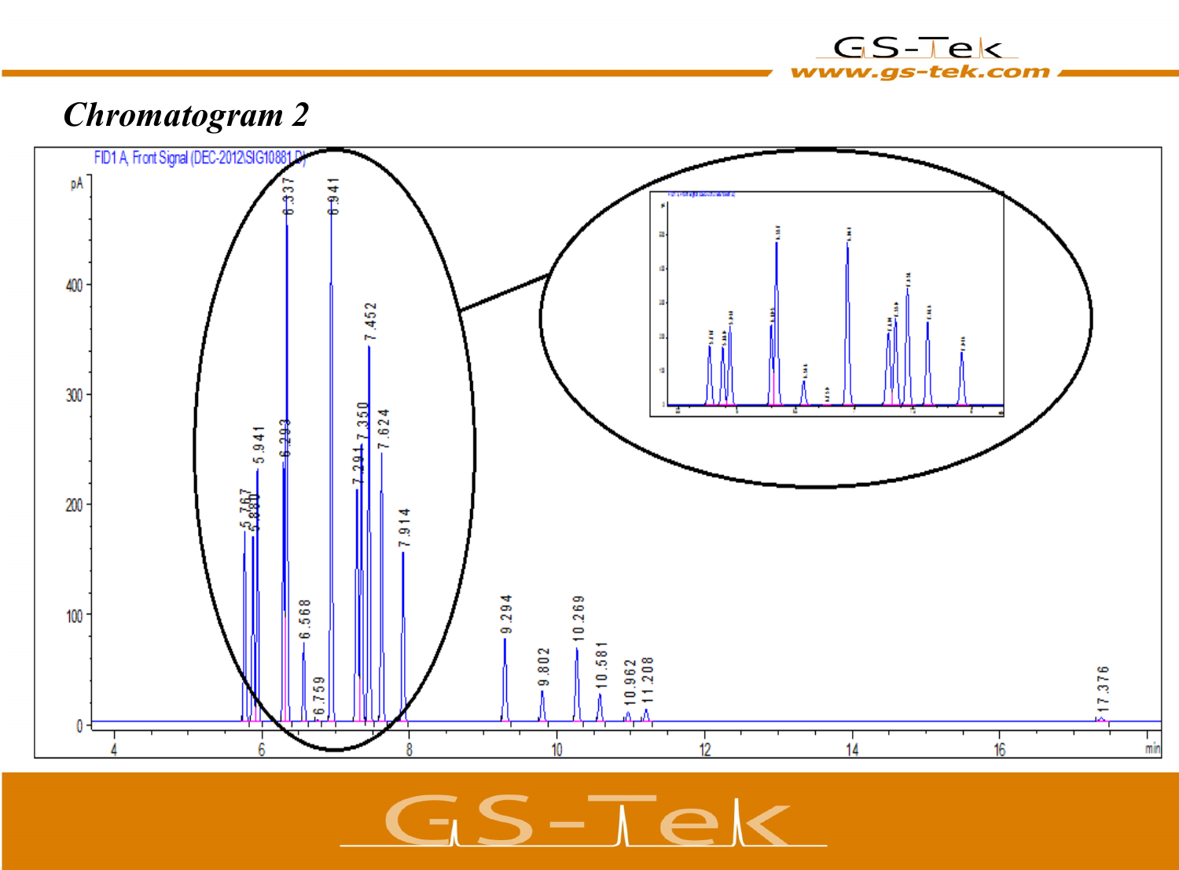# *Chromatogram 2*

FID1 A, Front Signal (DEC-2012\SIG10881.D)

pA

400

300

200

100

0

4 6 8 10 12 14 16 min

5.767

5.880

5.941

6.293

6.337

6.568

6.759

6.941

7.291

7.350

7.452

7.624

7.914

9.294

9.802

10.269

10.581

10.962

11.208

17.376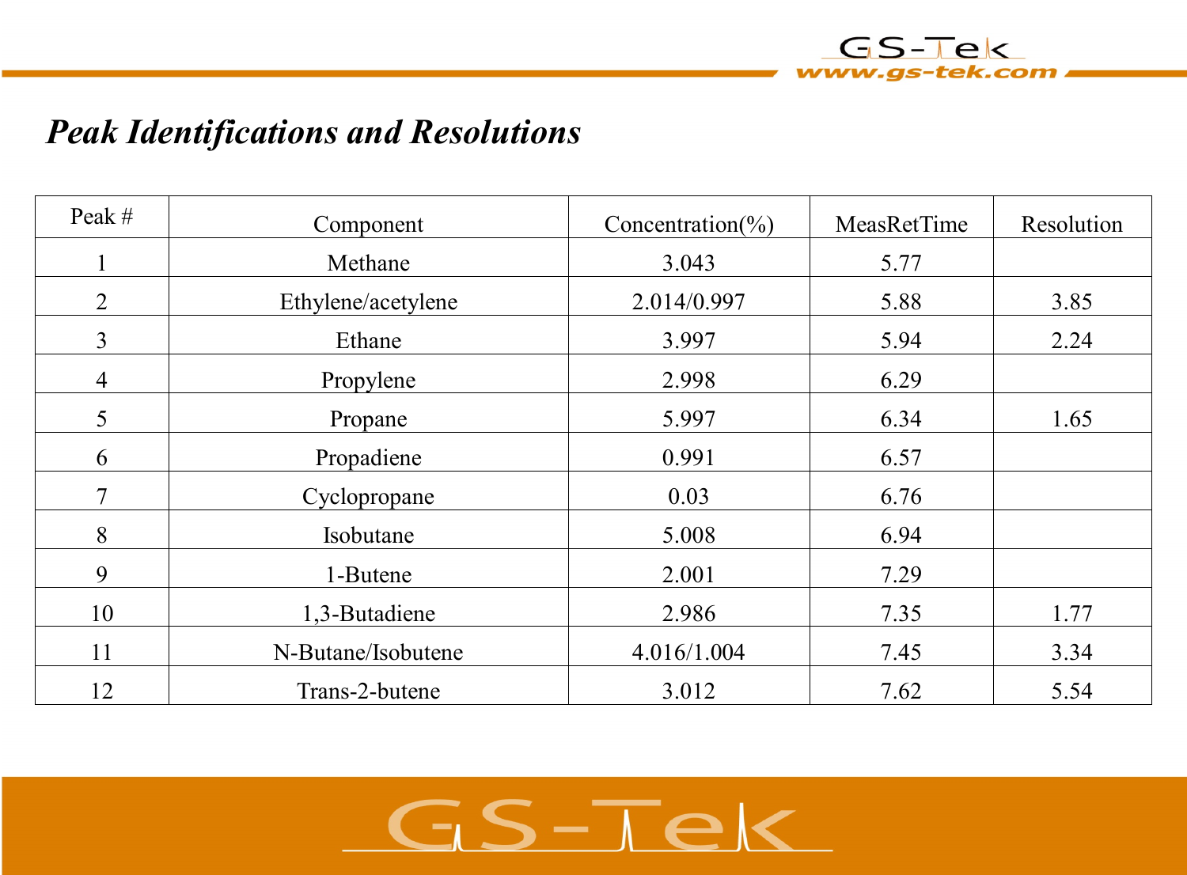## *Peak Identifications and Resolutions*

| Peak # | Component | Concentration(%) | MeasRetTime | Resolution |
|---|---|---|---|---|
| 1 | Methane | 3.043 | 5.77 | |
| 2 | Ethylene/acetylene | 2.014/0.997 | 5.88 | 3.85 |
| 3 | Ethane | 3.997 | 5.94 | 2.24 |
| 4 | Propylene | 2.998 | 6.29 | |
| 5 | Propane | 5.997 | 6.34 | 1.65 |
| 6 | Propadiene | 0.991 | 6.57 | |
| 7 | Cyclopropane | 0.03 | 6.76 | |
| 8 | Isobutane | 5.008 | 6.94 | |
| 9 | 1-Butene | 2.001 | 7.29 | |
| 10 | 1,3-Butadiene | 2.986 | 7.35 | 1.77 |
| 11 | N-Butane/Isobutene | 4.016/1.004 | 7.45 | 3.34 |
| 12 | Trans-2-butene | 3.012 | 7.62 | 5.54 |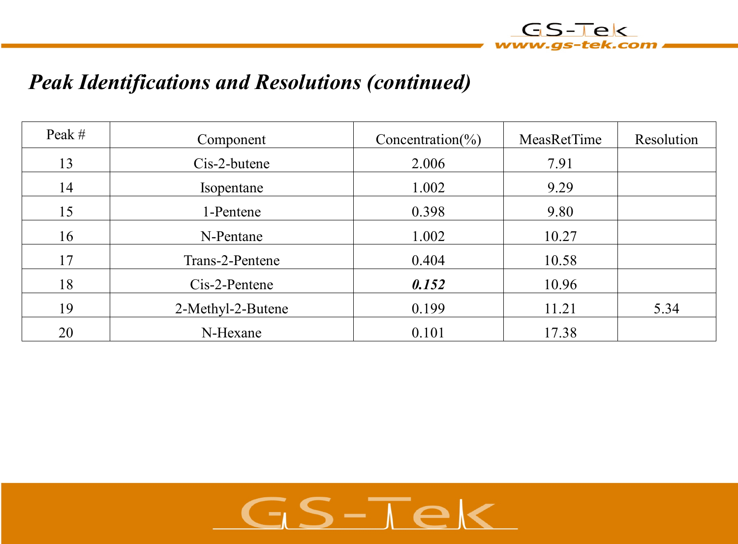## *Peak Identifications and Resolutions (continued)*

| Peak # | Component | Concentration(%) | MeasRetTime | Resolution |
|---|---|---|---|---|
| 13 | Cis-2-butene | 2.006 | 7.91 | |
| 14 | Isopentane | 1.002 | 9.29 | |
| 15 | 1-Pentene | 0.398 | 9.80 | |
| 16 | N-Pentane | 1.002 | 10.27 | |
| 17 | Trans-2-Pentene | 0.404 | 10.58 | |
| 18 | Cis-2-Pentene | ***0.152*** | 10.96 | |
| 19 | 2-Methyl-2-Butene | 0.199 | 11.21 | 5.34 |
| 20 | N-Hexane | 0.101 | 17.38 | |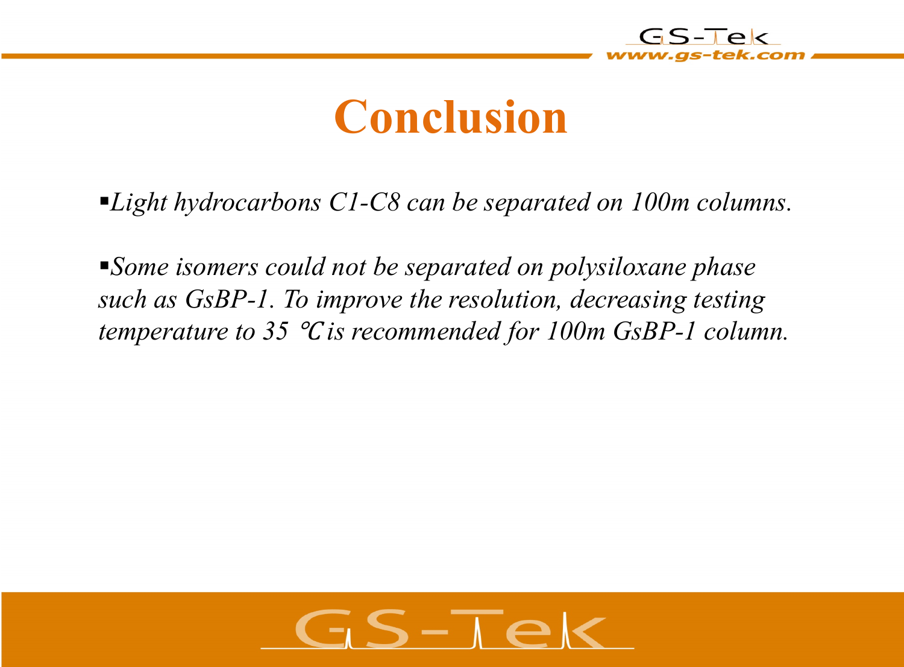# Conclusion

- *Light hydrocarbons C1-C8 can be separated on 100m columns.*

- *Some isomers could not be separated on polysiloxane phase such as GsBP-1. To improve the resolution, decreasing testing temperature to 35 ℃ is recommended for 100m GsBP-1 column.*